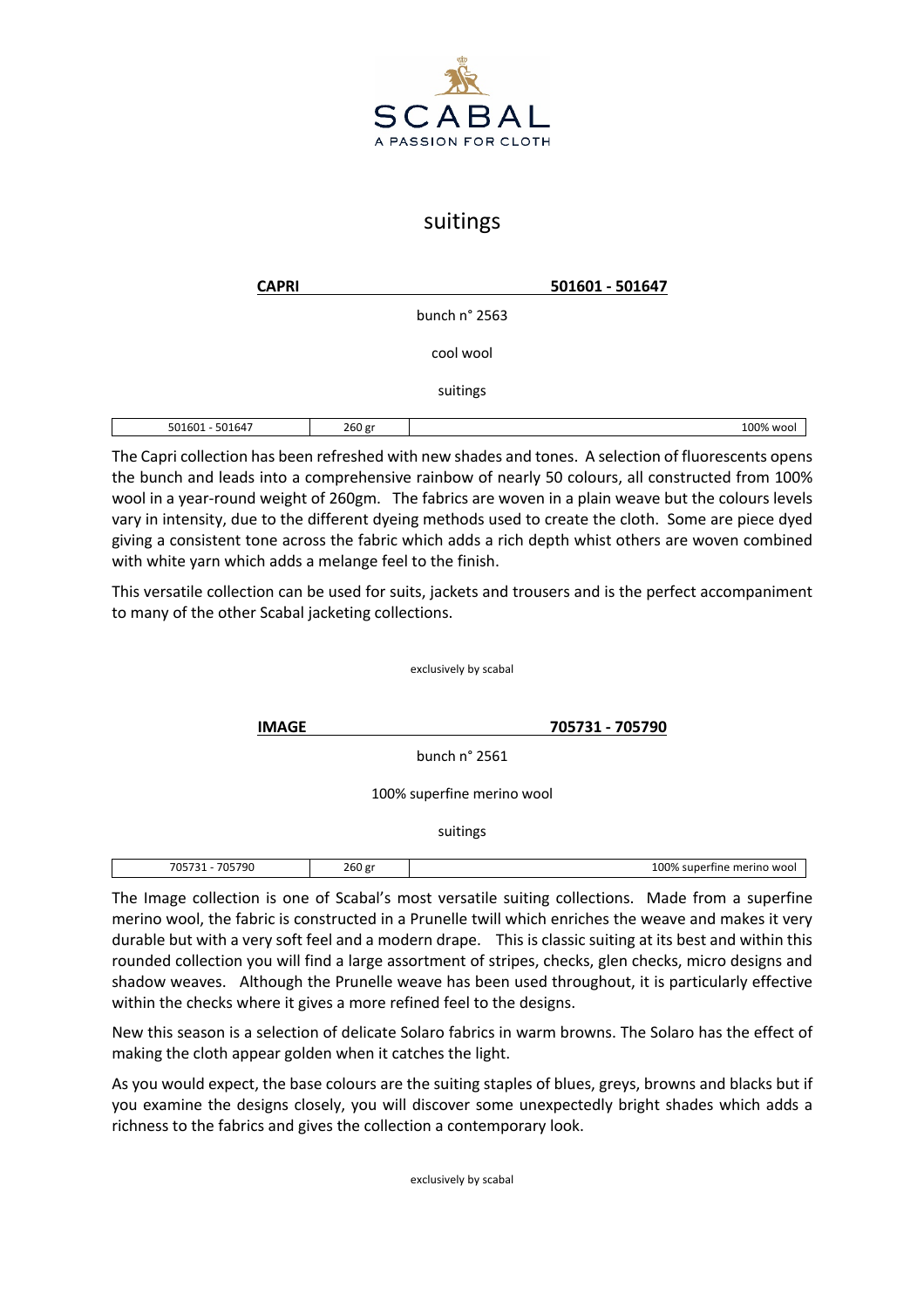SCABAL
A PASSION FOR CLOTH

# suitings

## CAPRI 501601 - 501647

bunch n° 2563

cool wool

suitings

| 501601 - 501647 | 260 gr | 100% wool |
|---|---|---|

The Capri collection has been refreshed with new shades and tones. A selection of fluorescents opens the bunch and leads into a comprehensive rainbow of nearly 50 colours, all constructed from 100% wool in a year-round weight of 260gm. The fabrics are woven in a plain weave but the colours levels vary in intensity, due to the different dyeing methods used to create the cloth. Some are piece dyed giving a consistent tone across the fabric which adds a rich depth whist others are woven combined with white yarn which adds a melange feel to the finish.

This versatile collection can be used for suits, jackets and trousers and is the perfect accompaniment to many of the other Scabal jacketing collections.

exclusively by scabal

## IMAGE 705731 - 705790

bunch n° 2561

100% superfine merino wool

suitings

| 705731 - 705790 | 260 gr | 100% superfine merino wool |
|---|---|---|

The Image collection is one of Scabal's most versatile suiting collections. Made from a superfine merino wool, the fabric is constructed in a Prunelle twill which enriches the weave and makes it very durable but with a very soft feel and a modern drape. This is classic suiting at its best and within this rounded collection you will find a large assortment of stripes, checks, glen checks, micro designs and shadow weaves. Although the Prunelle weave has been used throughout, it is particularly effective within the checks where it gives a more refined feel to the designs.

New this season is a selection of delicate Solaro fabrics in warm browns. The Solaro has the effect of making the cloth appear golden when it catches the light.

As you would expect, the base colours are the suiting staples of blues, greys, browns and blacks but if you examine the designs closely, you will discover some unexpectedly bright shades which adds a richness to the fabrics and gives the collection a contemporary look.

exclusively by scabal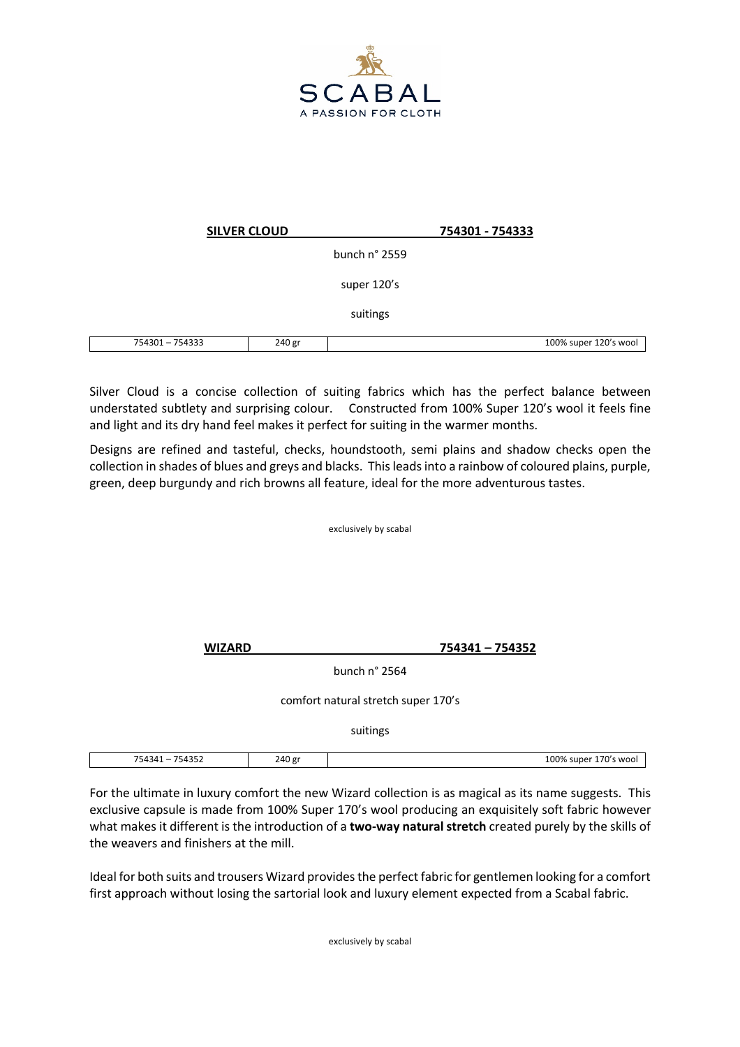SCABAL
A PASSION FOR CLOTH

**SILVER CLOUD** **754301 - 754333**

bunch n° 2559

super 120's

suitings

| 754301 – 754333 | 240 gr | | 100% super 120's wool |
|---|---|---|---|

Silver Cloud is a concise collection of suiting fabrics which has the perfect balance between understated subtlety and surprising colour. Constructed from 100% Super 120's wool it feels fine and light and its dry hand feel makes it perfect for suiting in the warmer months.

Designs are refined and tasteful, checks, houndstooth, semi plains and shadow checks open the collection in shades of blues and greys and blacks. This leads into a rainbow of coloured plains, purple, green, deep burgundy and rich browns all feature, ideal for the more adventurous tastes.

exclusively by scabal

**WIZARD** **754341 – 754352**

bunch n° 2564

comfort natural stretch super 170's

suitings

| 754341 – 754352 | 240 gr | | 100% super 170's wool |
|---|---|---|---|

For the ultimate in luxury comfort the new Wizard collection is as magical as its name suggests. This exclusive capsule is made from 100% Super 170's wool producing an exquisitely soft fabric however what makes it different is the introduction of a **two-way natural stretch** created purely by the skills of the weavers and finishers at the mill.

Ideal for both suits and trousers Wizard provides the perfect fabric for gentlemen looking for a comfort first approach without losing the sartorial look and luxury element expected from a Scabal fabric.

exclusively by scabal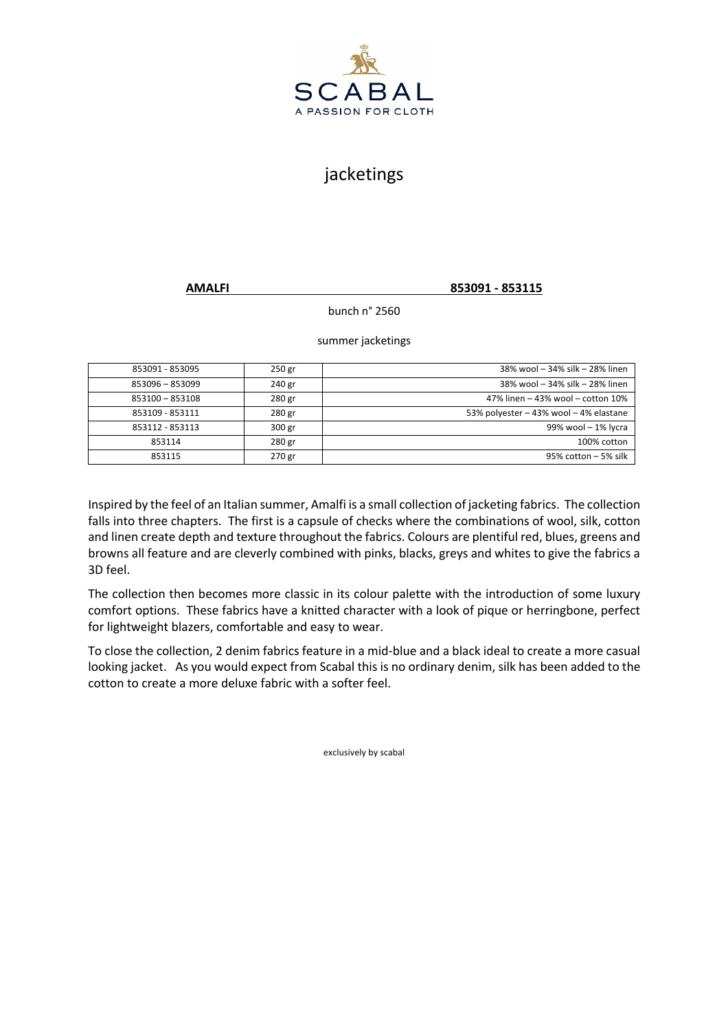SCABAL
A PASSION FOR CLOTH

# jacketings

**AMALFI** **853091 - 853115**

bunch n° 2560

summer jacketings

| | | |
|---|---|---|
| 853091 - 853095 | 250 gr | 38% wool – 34% silk – 28% linen |
| 853096 – 853099 | 240 gr | 38% wool – 34% silk – 28% linen |
| 853100 – 853108 | 280 gr | 47% linen – 43% wool – cotton 10% |
| 853109 - 853111 | 280 gr | 53% polyester – 43% wool – 4% elastane |
| 853112 - 853113 | 300 gr | 99% wool – 1% lycra |
| 853114 | 280 gr | 100% cotton |
| 853115 | 270 gr | 95% cotton – 5% silk |

Inspired by the feel of an Italian summer, Amalfi is a small collection of jacketing fabrics. The collection falls into three chapters. The first is a capsule of checks where the combinations of wool, silk, cotton and linen create depth and texture throughout the fabrics. Colours are plentiful red, blues, greens and browns all feature and are cleverly combined with pinks, blacks, greys and whites to give the fabrics a 3D feel.

The collection then becomes more classic in its colour palette with the introduction of some luxury comfort options. These fabrics have a knitted character with a look of pique or herringbone, perfect for lightweight blazers, comfortable and easy to wear.

To close the collection, 2 denim fabrics feature in a mid-blue and a black ideal to create a more casual looking jacket. As you would expect from Scabal this is no ordinary denim, silk has been added to the cotton to create a more deluxe fabric with a softer feel.

exclusively by scabal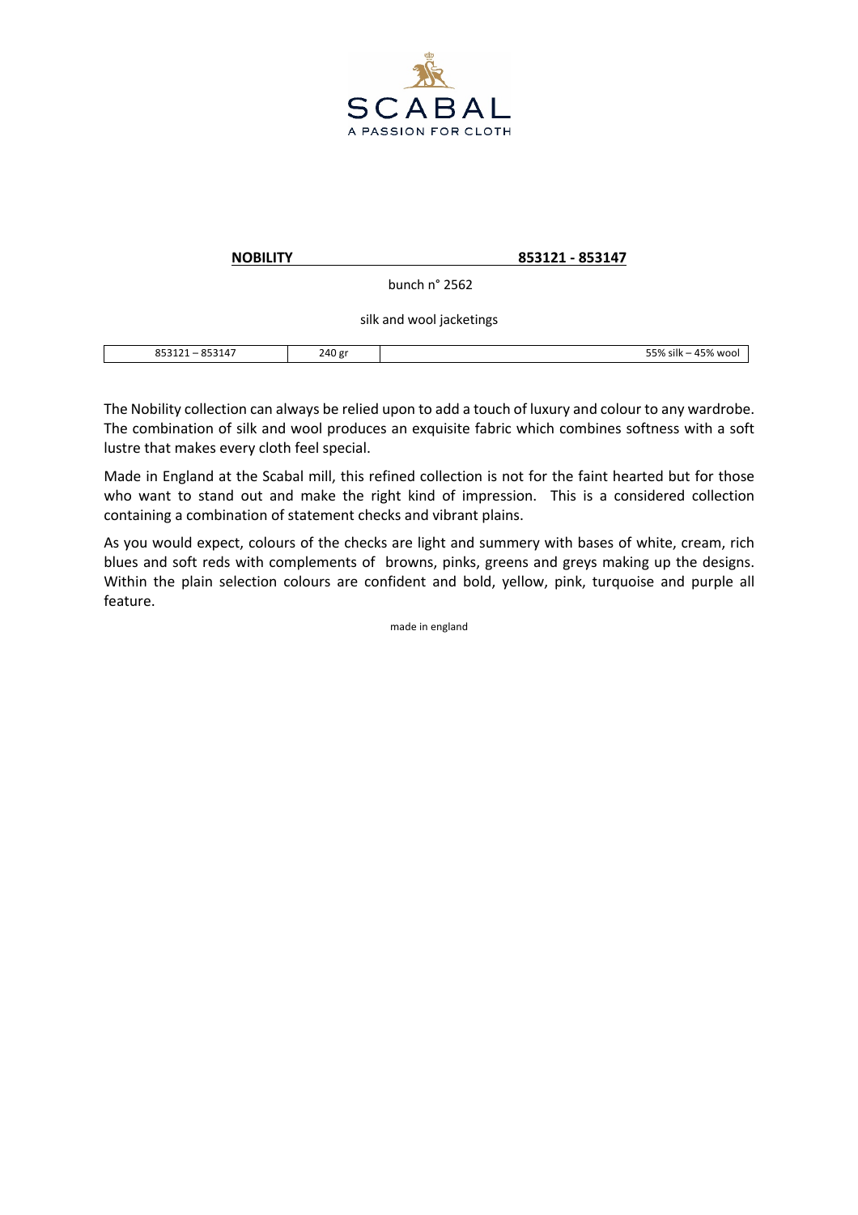SCABAL

A PASSION FOR CLOTH

**NOBILITY** **853121 - 853147**

bunch n° 2562

silk and wool jacketings

| | | |
|---|---|---|
| 853121 – 853147 | 240 gr | 55% silk – 45% wool |

The Nobility collection can always be relied upon to add a touch of luxury and colour to any wardrobe. The combination of silk and wool produces an exquisite fabric which combines softness with a soft lustre that makes every cloth feel special.

Made in England at the Scabal mill, this refined collection is not for the faint hearted but for those who want to stand out and make the right kind of impression. This is a considered collection containing a combination of statement checks and vibrant plains.

As you would expect, colours of the checks are light and summery with bases of white, cream, rich blues and soft reds with complements of browns, pinks, greens and greys making up the designs. Within the plain selection colours are confident and bold, yellow, pink, turquoise and purple all feature.

made in england